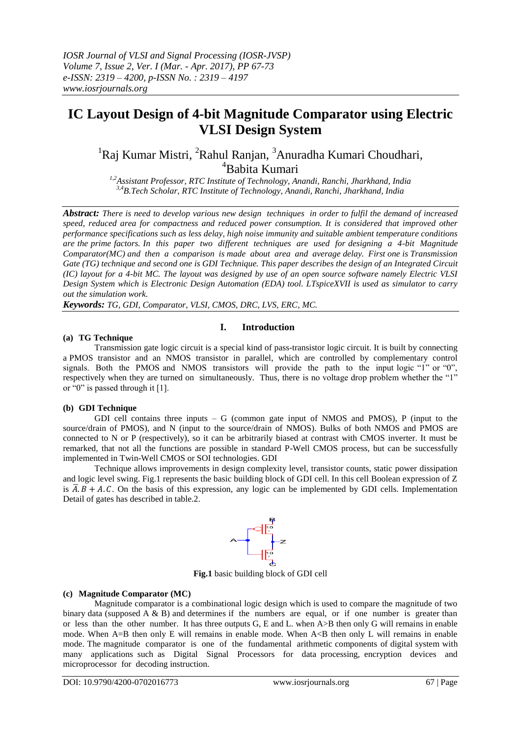# IC Layout Design of 4-bit Magnitude Comparator using Electric VLSI Design System

[1]Raj Kumar Mistri, [2]Rahul Ranjan, [3]Anuradha Kumari Choudhari, [4]Babita Kumari

*[1,2]Assistant Professor, RTC Institute of Technology, Anandi, Ranchi, Jharkhand, India*
*[3,4]B.Tech Scholar, RTC Institute of Technology, Anandi, Ranchi, Jharkhand, India*

***Abstract:*** *There is need to develop various new design techniques in order to fulfil the demand of increased speed, reduced area for compactness and reduced power consumption. It is considered that improved other performance specifications such as less delay, high noise immunity and suitable ambient temperature conditions are the prime factors. In this paper two different techniques are used for designing a 4-bit Magnitude Comparator(MC) and then a comparison is made about area and average delay. First one is Transmission Gate (TG) technique and second one is GDI Technique. This paper describes the design of an Integrated Circuit (IC) layout for a 4-bit MC. The layout was designed by use of an open source software namely Electric VLSI Design System which is Electronic Design Automation (EDA) tool. LTspiceXVII is used as simulator to carry out the simulation work.*

***Keywords:*** *TG, GDI, Comparator, VLSI, CMOS, DRC, LVS, ERC, MC.*

## I. Introduction

### (a) TG Technique

Transmission gate logic circuit is a special kind of pass-transistor logic circuit. It is built by connecting a PMOS transistor and an NMOS transistor in parallel, which are controlled by complementary control signals. Both the PMOS and NMOS transistors will provide the path to the input logic "1" or "0", respectively when they are turned on simultaneously. Thus, there is no voltage drop problem whether the "1" or "0" is passed through it [1].

### (b) GDI Technique

GDI cell contains three inputs – G (common gate input of NMOS and PMOS), P (input to the source/drain of PMOS), and N (input to the source/drain of NMOS). Bulks of both NMOS and PMOS are connected to N or P (respectively), so it can be arbitrarily biased at contrast with CMOS inverter. It must be remarked, that not all the functions are possible in standard P-Well CMOS process, but can be successfully implemented in Twin-Well CMOS or SOI technologies. GDI

Technique allows improvements in design complexity level, transistor counts, static power dissipation and logic level swing. Fig.1 represents the basic building block of GDI cell. In this cell Boolean expression of Z is $\bar{A}.B + A.C$. On the basis of this expression, any logic can be implemented by GDI cells. Implementation Detail of gates has described in table.2.

**Fig.1** basic building block of GDI cell

### (c) Magnitude Comparator (MC)

Magnitude comparator is a combinational logic design which is used to compare the magnitude of two binary data (supposed A & B) and determines if the numbers are equal, or if one number is greater than or less than the other number. It has three outputs G, E and L. when A>B then only G will remains in enable mode. When A=B then only E will remains in enable mode. When A<B then only L will remains in enable mode. The magnitude comparator is one of the fundamental arithmetic components of digital system with many applications such as Digital Signal Processors for data processing, encryption devices and microprocessor for decoding instruction.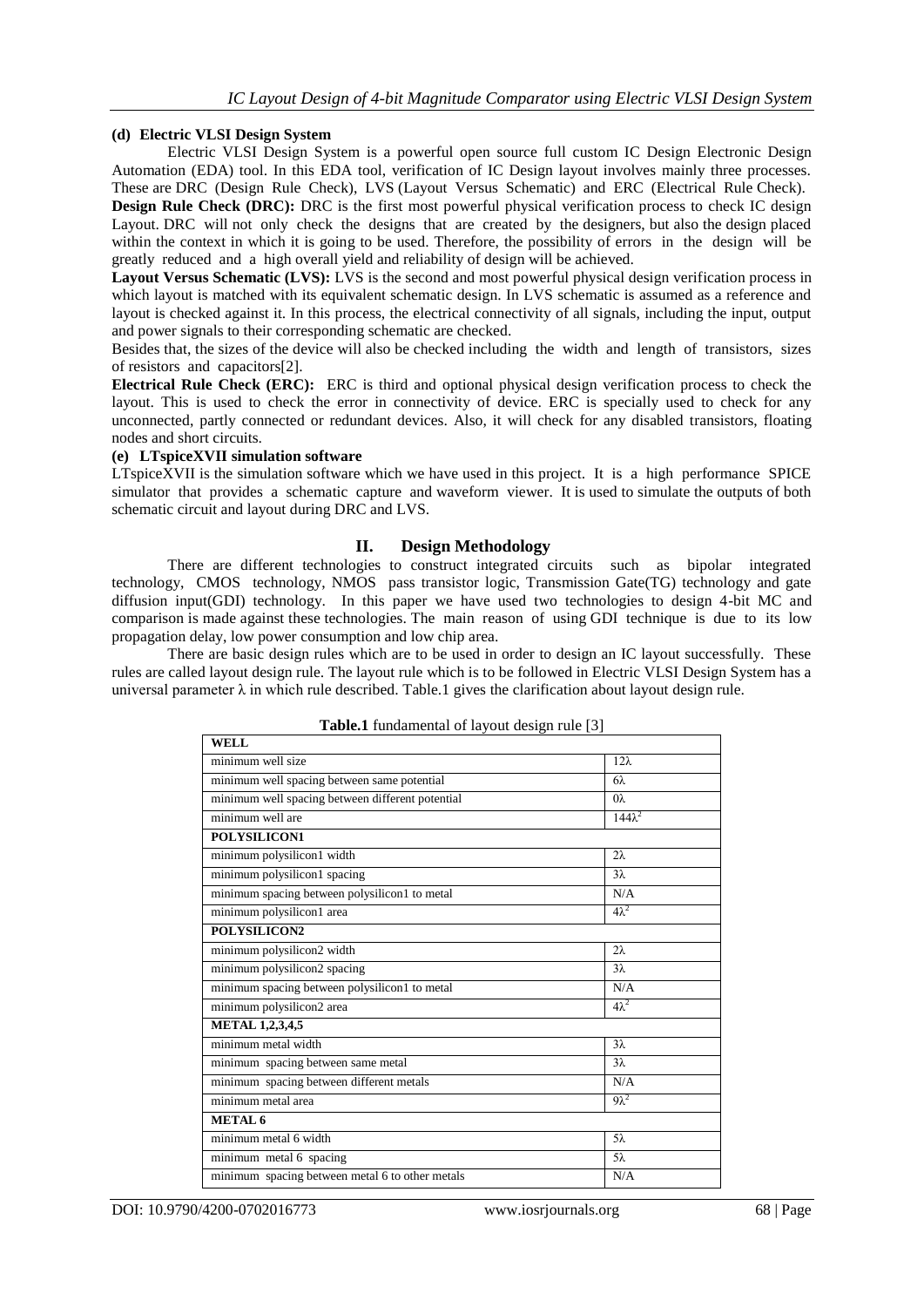#### (d) Electric VLSI Design System

Electric VLSI Design System is a powerful open source full custom IC Design Electronic Design Automation (EDA) tool. In this EDA tool, verification of IC Design layout involves mainly three processes. These are DRC (Design Rule Check), LVS (Layout Versus Schematic) and ERC (Electrical Rule Check).

**Design Rule Check (DRC):** DRC is the first most powerful physical verification process to check IC design Layout. DRC will not only check the designs that are created by the designers, but also the design placed within the context in which it is going to be used. Therefore, the possibility of errors in the design will be greatly reduced and a high overall yield and reliability of design will be achieved.

**Layout Versus Schematic (LVS):** LVS is the second and most powerful physical design verification process in which layout is matched with its equivalent schematic design. In LVS schematic is assumed as a reference and layout is checked against it. In this process, the electrical connectivity of all signals, including the input, output and power signals to their corresponding schematic are checked.

Besides that, the sizes of the device will also be checked including the width and length of transistors, sizes of resistors and capacitors[2].

**Electrical Rule Check (ERC):** ERC is third and optional physical design verification process to check the layout. This is used to check the error in connectivity of device. ERC is specially used to check for any unconnected, partly connected or redundant devices. Also, it will check for any disabled transistors, floating nodes and short circuits.

#### (e) LTspiceXVII simulation software

LTspiceXVII is the simulation software which we have used in this project. It is a high performance SPICE simulator that provides a schematic capture and waveform viewer. It is used to simulate the outputs of both schematic circuit and layout during DRC and LVS.

## II. Design Methodology

There are different technologies to construct integrated circuits such as bipolar integrated technology, CMOS technology, NMOS pass transistor logic, Transmission Gate(TG) technology and gate diffusion input(GDI) technology. In this paper we have used two technologies to design 4-bit MC and comparison is made against these technologies. The main reason of using GDI technique is due to its low propagation delay, low power consumption and low chip area.

There are basic design rules which are to be used in order to design an IC layout successfully. These rules are called layout design rule. The layout rule which is to be followed in Electric VLSI Design System has a universal parameter λ in which rule described. Table.1 gives the clarification about layout design rule.

**Table.1** fundamental of layout design rule [3]

| **WELL** | |
|---|---|
| minimum well size | $12\lambda$ |
| minimum well spacing between same potential | $6\lambda$ |
| minimum well spacing between different potential | $0\lambda$ |
| minimum well are | $144\lambda^2$ |
| **POLYSILICON1** | |
| minimum polysilicon1 width | $2\lambda$ |
| minimum polysilicon1 spacing | $3\lambda$ |
| minimum spacing between polysilicon1 to metal | N/A |
| minimum polysilicon1 area | $4\lambda^2$ |
| **POLYSILICON2** | |
| minimum polysilicon2 width | $2\lambda$ |
| minimum polysilicon2 spacing | $3\lambda$ |
| minimum spacing between polysilicon1 to metal | N/A |
| minimum polysilicon2 area | $4\lambda^2$ |
| **METAL 1,2,3,4,5** | |
| minimum metal width | $3\lambda$ |
| minimum spacing between same metal | $3\lambda$ |
| minimum spacing between different metals | N/A |
| minimum metal area | $9\lambda^2$ |
| **METAL 6** | |
| minimum metal 6 width | $5\lambda$ |
| minimum metal 6 spacing | $5\lambda$ |
| minimum spacing between metal 6 to other metals | N/A |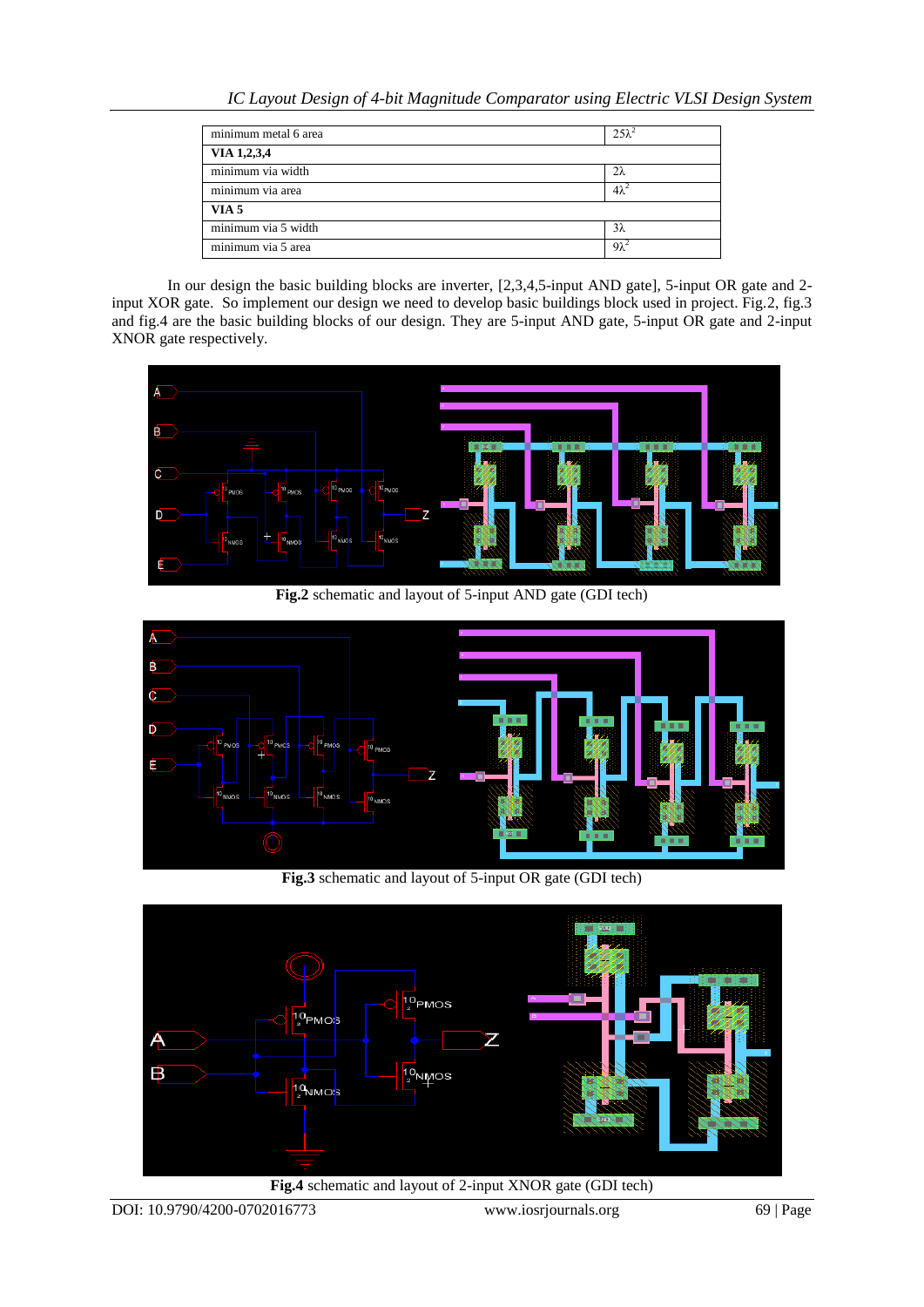| | |
|---|---|
| minimum metal 6 area | $25\lambda^2$ |
| **VIA 1,2,3,4** | |
| minimum via width | $2\lambda$ |
| minimum via area | $4\lambda^2$ |
| **VIA 5** | |
| minimum via 5 width | $3\lambda$ |
| minimum via 5 area | $9\lambda^2$ |

In our design the basic building blocks are inverter, [2,3,4,5-input AND gate], 5-input OR gate and 2-input XOR gate. So implement our design we need to develop basic buildings block used in project. Fig.2, fig.3 and fig.4 are the basic building blocks of our design. They are 5-input AND gate, 5-input OR gate and 2-input XNOR gate respectively.

**Fig.2** schematic and layout of 5-input AND gate (GDI tech)

**Fig.3** schematic and layout of 5-input OR gate (GDI tech)

**Fig.4** schematic and layout of 2-input XNOR gate (GDI tech)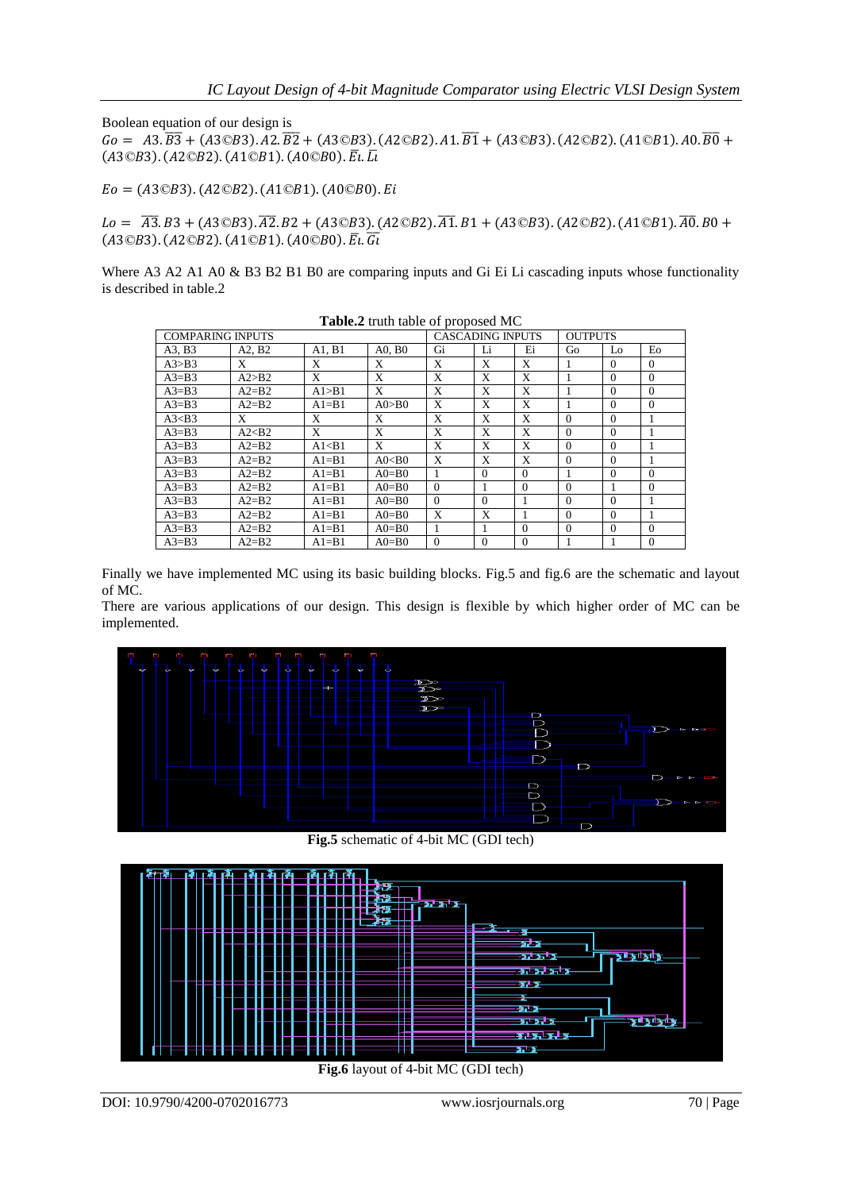Boolean equation of our design is

$$Go = A3.\overline{B3} + (A3 \copyright B3).A2.\overline{B2} + (A3 \copyright B3).(A2 \copyright B2).A1.\overline{B1} + (A3 \copyright B3).(A2 \copyright B2).(A1 \copyright B1).A0.\overline{B0} + (A3 \copyright B3).(A2 \copyright B2).(A1 \copyright B1).(A0 \copyright B0).\overline{Ei}.\overline{Li}$$

$$Eo = (A3 \copyright B3).(A2 \copyright B2).(A1 \copyright B1).(A0 \copyright B0).Ei$$

$$Lo = \overline{A3}.B3 + (A3 \copyright B3).\overline{A2}.B2 + (A3 \copyright B3).(A2 \copyright B2).\overline{A1}.B1 + (A3 \copyright B3).(A2 \copyright B2).(A1 \copyright B1).\overline{A0}.B0 + (A3 \copyright B3).(A2 \copyright B2).(A1 \copyright B1).(A0 \copyright B0).\overline{Ei}.\overline{Gi}$$

Where A3 A2 A1 A0 & B3 B2 B1 B0 are comparing inputs and Gi Ei Li cascading inputs whose functionality is described in table.2

**Table.2** truth table of proposed MC

| COMPARING INPUTS | | | | CASCADING INPUTS | | | OUTPUTS | | |
|---|---|---|---|---|---|---|---|---|---|
| A3, B3 | A2, B2 | A1, B1 | A0, B0 | Gi | Li | Ei | Go | Lo | Eo |
| A3>B3 | X | X | X | X | X | X | 1 | 0 | 0 |
| A3=B3 | A2>B2 | X | X | X | X | X | 1 | 0 | 0 |
| A3=B3 | A2=B2 | A1>B1 | X | X | X | X | 1 | 0 | 0 |
| A3=B3 | A2=B2 | A1=B1 | A0>B0 | X | X | X | 1 | 0 | 0 |
| A3<B3 | X | X | X | X | X | X | 0 | 0 | 1 |
| A3=B3 | A2<B2 | X | X | X | X | X | 0 | 0 | 1 |
| A3=B3 | A2=B2 | A1<B1 | X | X | X | X | 0 | 0 | 1 |
| A3=B3 | A2=B2 | A1=B1 | A0<B0 | X | X | X | 0 | 0 | 1 |
| A3=B3 | A2=B2 | A1=B1 | A0=B0 | 1 | 0 | 0 | 1 | 0 | 0 |
| A3=B3 | A2=B2 | A1=B1 | A0=B0 | 0 | 1 | 0 | 0 | 1 | 0 |
| A3=B3 | A2=B2 | A1=B1 | A0=B0 | 0 | 0 | 1 | 0 | 0 | 1 |
| A3=B3 | A2=B2 | A1=B1 | A0=B0 | X | X | 1 | 0 | 0 | 1 |
| A3=B3 | A2=B2 | A1=B1 | A0=B0 | 1 | 1 | 0 | 0 | 0 | 0 |
| A3=B3 | A2=B2 | A1=B1 | A0=B0 | 0 | 0 | 0 | 1 | 1 | 0 |

Finally we have implemented MC using its basic building blocks. Fig.5 and fig.6 are the schematic and layout of MC.

There are various applications of our design. This design is flexible by which higher order of MC can be implemented.

**Fig.5** schematic of 4-bit MC (GDI tech)

**Fig.6** layout of 4-bit MC (GDI tech)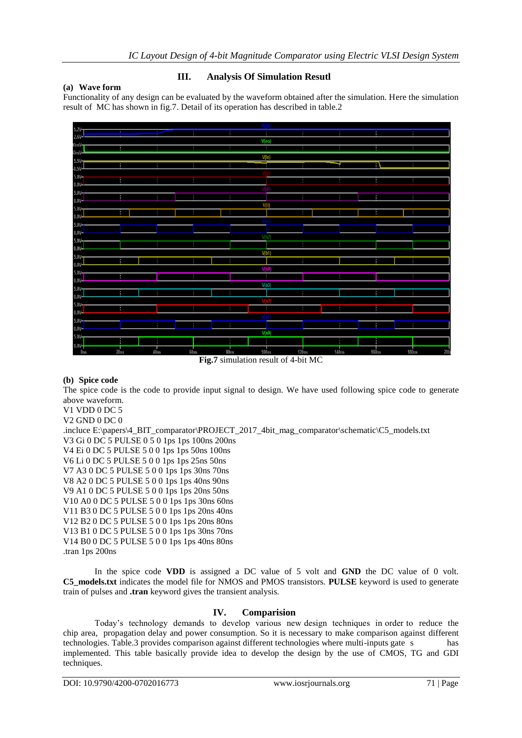## III. Analysis Of Simulation Resutl

### (a) Wave form

Functionality of any design can be evaluated by the waveform obtained after the simulation. Here the simulation result of MC has shown in fig.7. Detail of its operation has described in table.2

V(go)
5.2V
2.6V
V(eo)
0mV
0mV
V(lo)
5.5V
-0.5V
V(gi)
5.0V
0.0V
V(ei)
5.0V
0.0V
V(li)
5.0V
0.0V
V(b3)
5.0V
0.0V
V(b2)
5.0V
0.0V
V(b1)
5.0V
0.0V
V(b0)
5.0V
0.0V
V(a3)
5.0V
0.0V
V(a2)
5.0V
0.0V
V(a1)
5.0V
0.0V
V(a0)
5.0V
0.0V
0ns 20ns 40ns 60ns 80ns 100ns 120ns 140ns 160ns 180ns 200

**Fig.7** simulation result of 4-bit MC

### (b) Spice code

The spice code is the code to provide input signal to design. We have used following spice code to generate above waveform.

```
V1 VDD 0 DC 5
V2 GND 0 DC 0
.inclucе E:\papers\4_BIT_comparator\PROJECT_2017_4bit_mag_comparator\schematic\C5_models.txt
V3 Gi 0 DC 5 PULSE 0 5 0 1ps 1ps 100ns 200ns
V4 Ei 0 DC 5 PULSE 5 0 0 1ps 1ps 50ns 100ns
V6 Li 0 DC 5 PULSE 5 0 0 1ps 1ps 25ns 50ns
V7 A3 0 DC 5 PULSE 5 0 0 1ps 1ps 30ns 70ns
V8 A2 0 DC 5 PULSE 5 0 0 1ps 1ps 40ns 90ns
V9 A1 0 DC 5 PULSE 5 0 0 1ps 1ps 20ns 50ns
V10 A0 0 DC 5 PULSE 5 0 0 1ps 1ps 30ns 60ns
V11 B3 0 DC 5 PULSE 5 0 0 1ps 1ps 20ns 40ns
V12 B2 0 DC 5 PULSE 5 0 0 1ps 1ps 20ns 80ns
V13 B1 0 DC 5 PULSE 5 0 0 1ps 1ps 30ns 70ns
V14 B0 0 DC 5 PULSE 5 0 0 1ps 1ps 40ns 80ns
.tran 1ps 200ns
```

In the spice code **VDD** is assigned a DC value of 5 volt and **GND** the DC value of 0 volt. **C5_models.txt** indicates the model file for NMOS and PMOS transistors. **PULSE** keyword is used to generate train of pulses and **.tran** keyword gives the transient analysis.

## IV. Comparision

Today's technology demands to develop various new design techniques in order to reduce the chip area, propagation delay and power consumption. So it is necessary to make comparison against different technologies. Table.3 provides comparison against different technologies where multi-inputs gate s has implemented. This table basically provide idea to develop the design by the use of CMOS, TG and GDI techniques.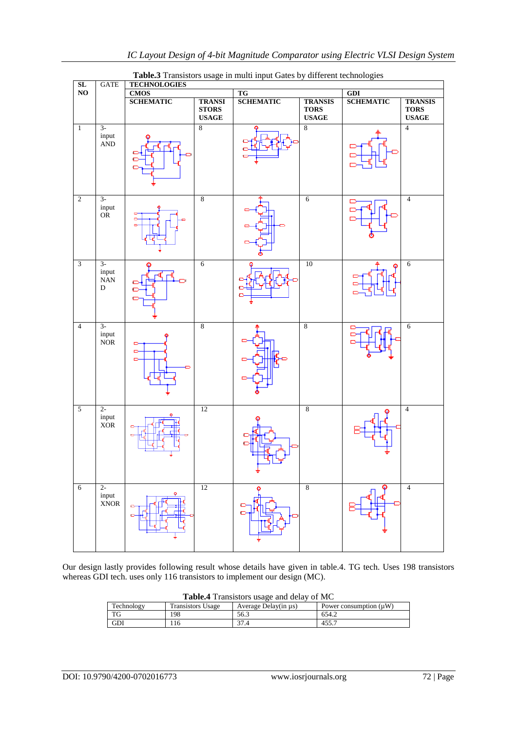**Table.3** Transistors usage in multi input Gates by different technologies

| SL NO | GATE | TECHNOLOGIES | | | | | |
|---|---|---|---|---|---|---|---|
| | | CMOS | | TG | | GDI | |
| | | SCHEMATIC | TRANSISTORS USAGE | SCHEMATIC | TRANSISTORS USAGE | SCHEMATIC | TRANSISTORS USAGE |
| 1 | 3-input AND | | 8 | | 8 | | 4 |
| 2 | 3-input OR | | 8 | | 6 | | 4 |
| 3 | 3-input NAND | | 6 | | 10 | | 6 |
| 4 | 3-input NOR | | 8 | | 8 | | 6 |
| 5 | 2-input XOR | | 12 | | 8 | | 4 |
| 6 | 2-input XNOR | | 12 | | 8 | | 4 |

Our design lastly provides following result whose details have given in table.4. TG tech. Uses 198 transistors whereas GDI tech. uses only 116 transistors to implement our design (MC).

**Table.4** Transistors usage and delay of MC

| Technology | Transistors Usage | Average Delay(in µs) | Power consumption (µW) |
|---|---|---|---|
| TG | 198 | 56.3 | 654.2 |
| GDI | 116 | 37.4 | 455.7 |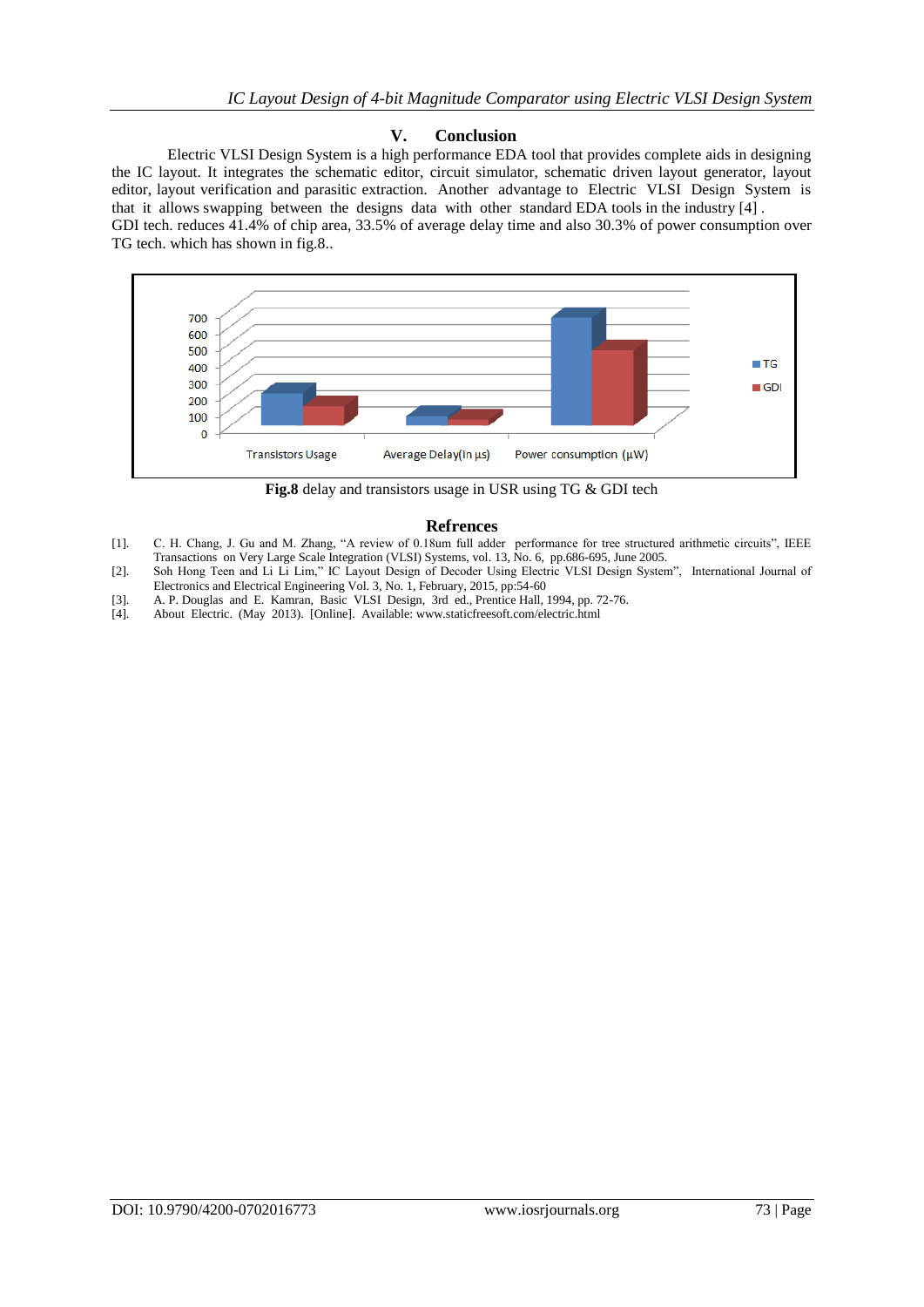## V. Conclusion

Electric VLSI Design System is a high performance EDA tool that provides complete aids in designing the IC layout. It integrates the schematic editor, circuit simulator, schematic driven layout generator, layout editor, layout verification and parasitic extraction. Another advantage to Electric VLSI Design System is that it allows swapping between the designs data with other standard EDA tools in the industry [4] .
GDI tech. reduces 41.4% of chip area, 33.5% of average delay time and also 30.3% of power consumption over TG tech. which has shown in fig.8..

700
600
500
400
300
200
100
0

Transistors Usage
Average Delay(in µs)
Power consumption (µW)

TG
GDI

**Fig.8** delay and transistors usage in USR using TG & GDI tech

## Refrences

[1]. C. H. Chang, J. Gu and M. Zhang, "A review of 0.18um full adder performance for tree structured arithmetic circuits", IEEE Transactions on Very Large Scale Integration (VLSI) Systems, vol. 13, No. 6, pp.686-695, June 2005.

[2]. Soh Hong Teen and Li Li Lim," IC Layout Design of Decoder Using Electric VLSI Design System", International Journal of Electronics and Electrical Engineering Vol. 3, No. 1, February, 2015, pp:54-60

[3]. A. P. Douglas and E. Kamran, Basic VLSI Design, 3rd ed., Prentice Hall, 1994, pp. 72-76.

[4]. About Electric. (May 2013). [Online]. Available: www.staticfreesoft.com/electric.html